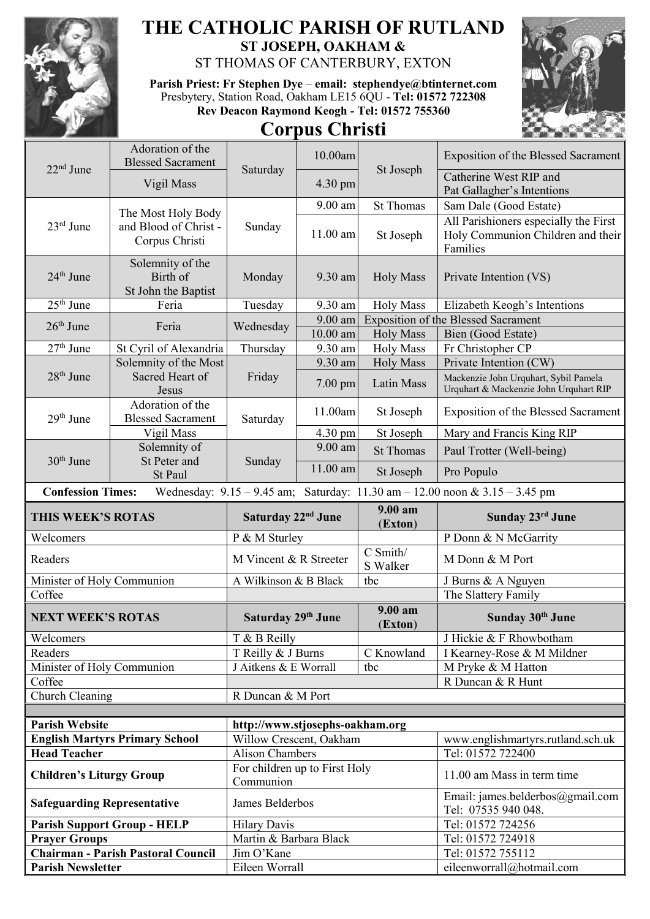# THE CATHOLIC PARISH OF RUTLAND

**ST JOSEPH, OAKHAM &**

ST THOMAS OF CANTERBURY, EXTON

**Parish Priest: Fr Stephen Dye – email: stephendye@btinternet.com**
Presbytery, Station Road, Oakham LE15 6QU - **Tel: 01572 722308**
**Rev Deacon Raymond Keogh - Tel: 01572 755360**

## Corpus Christi

| Date | Celebration | Day | Time | Place | Intention |
|---|---|---|---|---|---|
| 22nd June | Adoration of the Blessed Sacrament | Saturday | 10.00am | St Joseph | Exposition of the Blessed Sacrament |
| | Vigil Mass | | 4.30 pm | | Catherine West RIP and Pat Gallagher's Intentions |
| 23rd June | The Most Holy Body and Blood of Christ - Corpus Christi | Sunday | 9.00 am | St Thomas | Sam Dale (Good Estate) |
| | | | 11.00 am | St Joseph | All Parishioners especially the First Holy Communion Children and their Families |
| 24th June | Solemnity of the Birth of St John the Baptist | Monday | 9.30 am | Holy Mass | Private Intention (VS) |
| 25th June | Feria | Tuesday | 9.30 am | Holy Mass | Elizabeth Keogh's Intentions |
| 26th June | Feria | Wednesday | 9.00 am | Exposition of the Blessed Sacrament | |
| | | | 10.00 am | Holy Mass | Bien (Good Estate) |
| 27th June | St Cyril of Alexandria | Thursday | 9.30 am | Holy Mass | Fr Christopher CP |
| 28th June | Solemnity of the Most Sacred Heart of Jesus | Friday | 9.30 am | Holy Mass | Private Intention (CW) |
| | | | 7.00 pm | Latin Mass | Mackenzie John Urquhart, Sybil Pamela Urquhart & Mackenzie John Urquhart RIP |
| 29th June | Adoration of the Blessed Sacrament | Saturday | 11.00am | St Joseph | Exposition of the Blessed Sacrament |
| | Vigil Mass | | 4.30 pm | St Joseph | Mary and Francis King RIP |
| 30th June | Solemnity of St Peter and St Paul | Sunday | 9.00 am | St Thomas | Paul Trotter (Well-being) |
| | | | 11.00 am | St Joseph | Pro Populo |

**Confession Times:** Wednesday: 9.15 – 9.45 am; Saturday: 11.30 am – 12.00 noon & 3.15 – 3.45 pm

| THIS WEEK'S ROTAS | Saturday 22nd June | 9.00 am (Exton) | Sunday 23rd June |
|---|---|---|---|
| Welcomers | P & M Sturley | | P Donn & N McGarrity |
| Readers | M Vincent & R Streeter | C Smith/ S Walker | M Donn & M Port |
| Minister of Holy Communion | A Wilkinson & B Black | tbc | J Burns & A Nguyen |
| Coffee | | | The Slattery Family |

| NEXT WEEK'S ROTAS | Saturday 29th June | 9.00 am (Exton) | Sunday 30th June |
|---|---|---|---|
| Welcomers | T & B Reilly | | J Hickie & F Rhowbotham |
| Readers | T Reilly & J Burns | C Knowland | I Kearney-Rose & M Mildner |
| Minister of Holy Communion | J Aitkens & E Worrall | tbc | M Pryke & M Hatton |
| Coffee | | | R Duncan & R Hunt |
| Church Cleaning | R Duncan & M Port | | |

| | | |
|---|---|---|
| **Parish Website** | **http://www.stjosephs-oakham.org** | |
| **English Martyrs Primary School** | Willow Crescent, Oakham | www.englishmartyrs.rutland.sch.uk |
| **Head Teacher** | Alison Chambers | Tel: 01572 722400 |
| **Children's Liturgy Group** | For children up to First Holy Communion | 11.00 am Mass in term time |
| **Safeguarding Representative** | James Belderbos | Email: james.belderbos@gmail.com Tel: 07535 940 048. |
| **Parish Support Group - HELP** | Hilary Davis | Tel: 01572 724256 |
| **Prayer Groups** | Martin & Barbara Black | Tel: 01572 724918 |
| **Chairman - Parish Pastoral Council** | Jim O'Kane | Tel: 01572 755112 |
| **Parish Newsletter** | Eileen Worrall | eileenworrall@hotmail.com |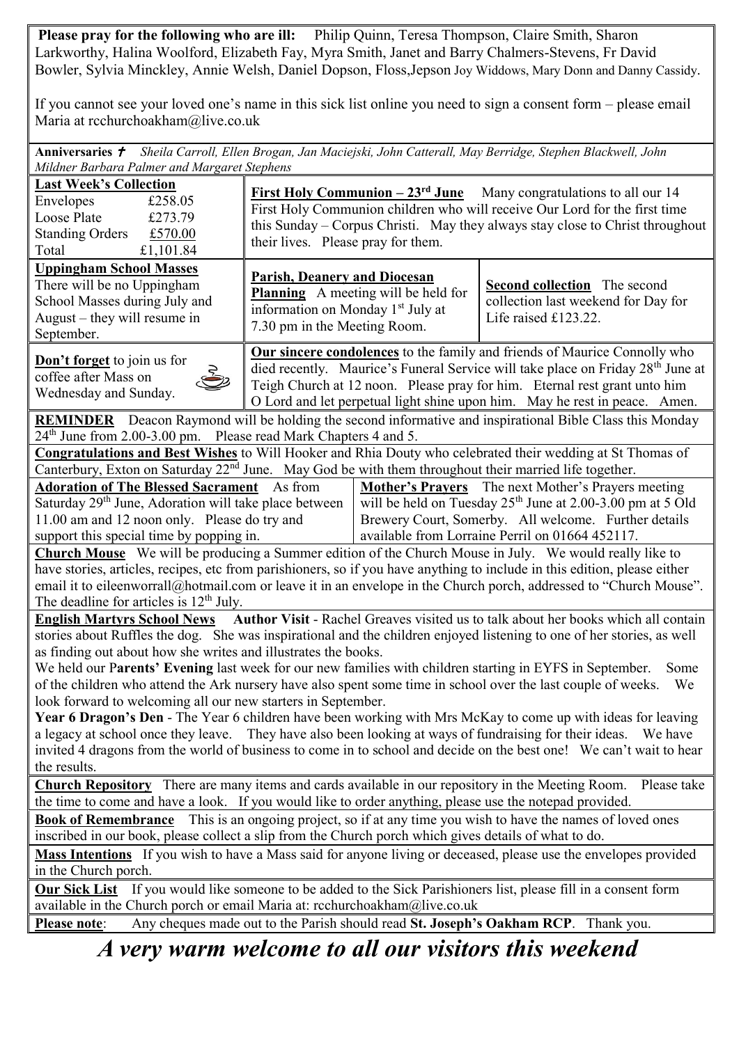**Please pray for the following who are ill:** Philip Quinn, Teresa Thompson, Claire Smith, Sharon Larkworthy, Halina Woolford, Elizabeth Fay, Myra Smith, Janet and Barry Chalmers-Stevens, Fr David Bowler, Sylvia Minckley, Annie Welsh, Daniel Dopson, Floss,Jepson Joy Widdows, Mary Donn and Danny Cassidy.

If you cannot see your loved one's name in this sick list online you need to sign a consent form – please email Maria at rcchurchoakham@live.co.uk

**Anniversaries** ✝ *Sheila Carroll, Ellen Brogan, Jan Maciejski, John Catterall, May Berridge, Stephen Blackwell, John Mildner Barbara Palmer and Margaret Stephens*

**Last Week's Collection**

| | |
|---|---|
| Envelopes | £258.05 |
| Loose Plate | £273.79 |
| Standing Orders | £570.00 |
| Total | £1,101.84 |

**First Holy Communion – 23rd June** Many congratulations to all our 14 First Holy Communion children who will receive Our Lord for the first time this Sunday – Corpus Christi. May they always stay close to Christ throughout their lives. Please pray for them.

**Uppingham School Masses** There will be no Uppingham School Masses during July and August – they will resume in September.

**Parish, Deanery and Diocesan Planning** A meeting will be held for information on Monday 1st July at 7.30 pm in the Meeting Room.

**Second collection** The second collection last weekend for Day for Life raised £123.22.

**Don't forget** to join us for coffee after Mass on Wednesday and Sunday.

**Our sincere condolences** to the family and friends of Maurice Connolly who died recently. Maurice's Funeral Service will take place on Friday 28th June at Teigh Church at 12 noon. Please pray for him. Eternal rest grant unto him O Lord and let perpetual light shine upon him. May he rest in peace. Amen.

**REMINDER** Deacon Raymond will be holding the second informative and inspirational Bible Class this Monday 24th June from 2.00-3.00 pm. Please read Mark Chapters 4 and 5.

**Congratulations and Best Wishes** to Will Hooker and Rhia Douty who celebrated their wedding at St Thomas of Canterbury, Exton on Saturday 22nd June. May God be with them throughout their married life together.

**Adoration of The Blessed Sacrament** As from Saturday 29th June, Adoration will take place between 11.00 am and 12 noon only. Please do try and support this special time by popping in.

**Mother's Prayers** The next Mother's Prayers meeting will be held on Tuesday 25th June at 2.00-3.00 pm at 5 Old Brewery Court, Somerby. All welcome. Further details available from Lorraine Perril on 01664 452117.

**Church Mouse** We will be producing a Summer edition of the Church Mouse in July. We would really like to have stories, articles, recipes, etc from parishioners, so if you have anything to include in this edition, please either email it to eileenworrall@hotmail.com or leave it in an envelope in the Church porch, addressed to "Church Mouse". The deadline for articles is 12th July.

**English Martyrs School News** **Author Visit** - Rachel Greaves visited us to talk about her books which all contain stories about Ruffles the dog. She was inspirational and the children enjoyed listening to one of her stories, as well as finding out about how she writes and illustrates the books.

We held our P**arents' Evening** last week for our new families with children starting in EYFS in September. Some of the children who attend the Ark nursery have also spent some time in school over the last couple of weeks. We look forward to welcoming all our new starters in September.

**Year 6 Dragon's Den** - The Year 6 children have been working with Mrs McKay to come up with ideas for leaving a legacy at school once they leave. They have also been looking at ways of fundraising for their ideas. We have invited 4 dragons from the world of business to come in to school and decide on the best one! We can't wait to hear the results.

**Church Repository** There are many items and cards available in our repository in the Meeting Room. Please take the time to come and have a look. If you would like to order anything, please use the notepad provided.

**Book of Remembrance** This is an ongoing project, so if at any time you wish to have the names of loved ones inscribed in our book, please collect a slip from the Church porch which gives details of what to do.

**Mass Intentions** If you wish to have a Mass said for anyone living or deceased, please use the envelopes provided in the Church porch.

**Our Sick List** If you would like someone to be added to the Sick Parishioners list, please fill in a consent form available in the Church porch or email Maria at: rcchurchoakham@live.co.uk

**Please note**: Any cheques made out to the Parish should read **St. Joseph's Oakham RCP**. Thank you.

***A very warm welcome to all our visitors this weekend***